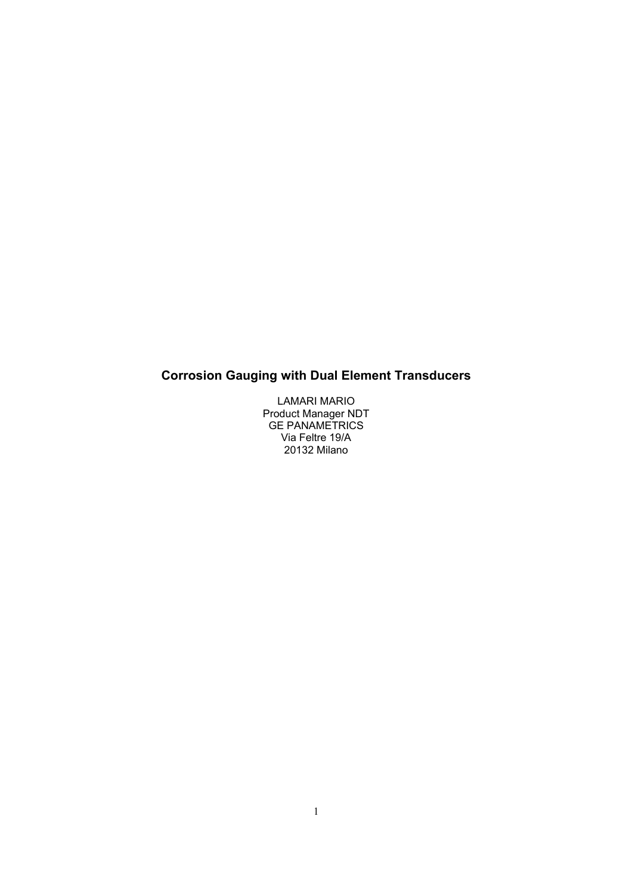# Corrosion Gauging with Dual Element Transducers

LAMARI MARIO
Product Manager NDT
GE PANAMETRICS
Via Feltre 19/A
20132 Milano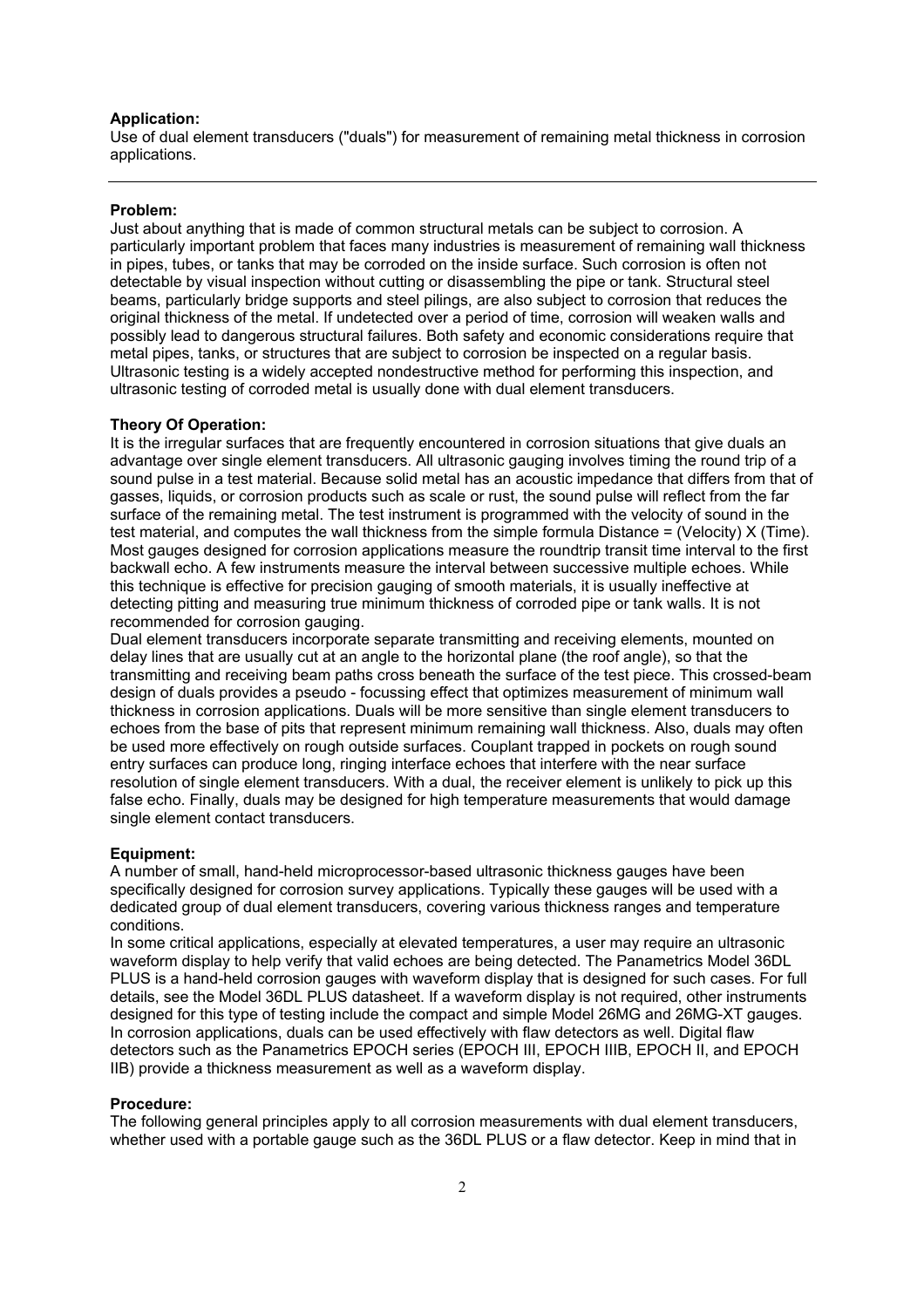**Application:**
Use of dual element transducers ("duals") for measurement of remaining metal thickness in corrosion applications.

---

**Problem:**
Just about anything that is made of common structural metals can be subject to corrosion. A particularly important problem that faces many industries is measurement of remaining wall thickness in pipes, tubes, or tanks that may be corroded on the inside surface. Such corrosion is often not detectable by visual inspection without cutting or disassembling the pipe or tank. Structural steel beams, particularly bridge supports and steel pilings, are also subject to corrosion that reduces the original thickness of the metal. If undetected over a period of time, corrosion will weaken walls and possibly lead to dangerous structural failures. Both safety and economic considerations require that metal pipes, tanks, or structures that are subject to corrosion be inspected on a regular basis. Ultrasonic testing is a widely accepted nondestructive method for performing this inspection, and ultrasonic testing of corroded metal is usually done with dual element transducers.

**Theory Of Operation:**
It is the irregular surfaces that are frequently encountered in corrosion situations that give duals an advantage over single element transducers. All ultrasonic gauging involves timing the round trip of a sound pulse in a test material. Because solid metal has an acoustic impedance that differs from that of gasses, liquids, or corrosion products such as scale or rust, the sound pulse will reflect from the far surface of the remaining metal. The test instrument is programmed with the velocity of sound in the test material, and computes the wall thickness from the simple formula Distance = (Velocity) X (Time). Most gauges designed for corrosion applications measure the roundtrip transit time interval to the first backwall echo. A few instruments measure the interval between successive multiple echoes. While this technique is effective for precision gauging of smooth materials, it is usually ineffective at detecting pitting and measuring true minimum thickness of corroded pipe or tank walls. It is not recommended for corrosion gauging.
Dual element transducers incorporate separate transmitting and receiving elements, mounted on delay lines that are usually cut at an angle to the horizontal plane (the roof angle), so that the transmitting and receiving beam paths cross beneath the surface of the test piece. This crossed-beam design of duals provides a pseudo - focussing effect that optimizes measurement of minimum wall thickness in corrosion applications. Duals will be more sensitive than single element transducers to echoes from the base of pits that represent minimum remaining wall thickness. Also, duals may often be used more effectively on rough outside surfaces. Couplant trapped in pockets on rough sound entry surfaces can produce long, ringing interface echoes that interfere with the near surface resolution of single element transducers. With a dual, the receiver element is unlikely to pick up this false echo. Finally, duals may be designed for high temperature measurements that would damage single element contact transducers.

**Equipment:**
A number of small, hand-held microprocessor-based ultrasonic thickness gauges have been specifically designed for corrosion survey applications. Typically these gauges will be used with a dedicated group of dual element transducers, covering various thickness ranges and temperature conditions.
In some critical applications, especially at elevated temperatures, a user may require an ultrasonic waveform display to help verify that valid echoes are being detected. The Panametrics Model 36DL PLUS is a hand-held corrosion gauges with waveform display that is designed for such cases. For full details, see the Model 36DL PLUS datasheet. If a waveform display is not required, other instruments designed for this type of testing include the compact and simple Model 26MG and 26MG-XT gauges.
In corrosion applications, duals can be used effectively with flaw detectors as well. Digital flaw detectors such as the Panametrics EPOCH series (EPOCH III, EPOCH IIIB, EPOCH II, and EPOCH IIB) provide a thickness measurement as well as a waveform display.

**Procedure:**
The following general principles apply to all corrosion measurements with dual element transducers, whether used with a portable gauge such as the 36DL PLUS or a flaw detector. Keep in mind that in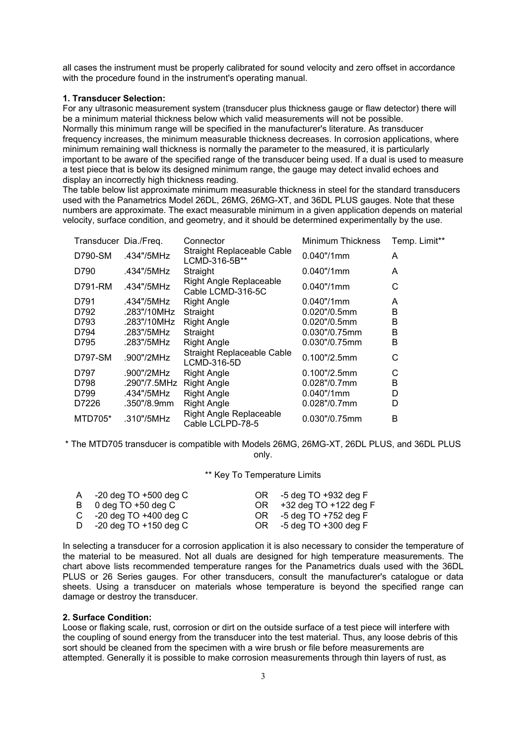all cases the instrument must be properly calibrated for sound velocity and zero offset in accordance with the procedure found in the instrument's operating manual.

**1. Transducer Selection:**

For any ultrasonic measurement system (transducer plus thickness gauge or flaw detector) there will be a minimum material thickness below which valid measurements will not be possible. Normally this minimum range will be specified in the manufacturer's literature. As transducer frequency increases, the minimum measurable thickness decreases. In corrosion applications, where minimum remaining wall thickness is normally the parameter to the measured, it is particularly important to be aware of the specified range of the transducer being used. If a dual is used to measure a test piece that is below its designed minimum range, the gauge may detect invalid echoes and display an incorrectly high thickness reading.

The table below list approximate minimum measurable thickness in steel for the standard transducers used with the Panametrics Model 26DL, 26MG, 26MG-XT, and 36DL PLUS gauges. Note that these numbers are approximate. The exact measurable minimum in a given application depends on material velocity, surface condition, and geometry, and it should be determined experimentally by the use.

| Transducer | Dia./Freq. | Connector | Minimum Thickness | Temp. Limit** |
|---|---|---|---|---|
| D790-SM | .434"/5MHz | Straight Replaceable Cable LCMD-316-5B** | 0.040"/1mm | A |
| D790 | .434"/5MHz | Straight | 0.040"/1mm | A |
| D791-RM | .434"/5MHz | Right Angle Replaceable Cable LCMD-316-5C | 0.040"/1mm | C |
| D791 | .434"/5MHz | Right Angle | 0.040"/1mm | A |
| D792 | .283"/10MHz | Straight | 0.020"/0.5mm | B |
| D793 | .283"/10MHz | Right Angle | 0.020"/0.5mm | B |
| D794 | .283"/5MHz | Straight | 0.030"/0.75mm | B |
| D795 | .283"/5MHz | Right Angle | 0.030"/0.75mm | B |
| D797-SM | .900"/2MHz | Straight Replaceable Cable LCMD-316-5D | 0.100"/2.5mm | C |
| D797 | .900"/2MHz | Right Angle | 0.100"/2.5mm | C |
| D798 | .290"/7.5MHz | Right Angle | 0.028"/0.7mm | B |
| D799 | .434"/5MHz | Right Angle | 0.040"/1mm | D |
| D7226 | .350"/8.9mm | Right Angle | 0.028"/0.7mm | D |
| MTD705* | .310"/5MHz | Right Angle Replaceable Cable LCLPD-78-5 | 0.030"/0.75mm | B |

\* The MTD705 transducer is compatible with Models 26MG, 26MG-XT, 26DL PLUS, and 36DL PLUS only.

** Key To Temperature Limits

| | | | |
|---|---|---|---|
| A | -20 deg TO +500 deg C | OR | -5 deg TO +932 deg F |
| B | 0 deg TO +50 deg C | OR | +32 deg TO +122 deg F |
| C | -20 deg TO +400 deg C | OR | -5 deg TO +752 deg F |
| D | -20 deg TO +150 deg C | OR | -5 deg TO +300 deg F |

In selecting a transducer for a corrosion application it is also necessary to consider the temperature of the material to be measured. Not all duals are designed for high temperature measurements. The chart above lists recommended temperature ranges for the Panametrics duals used with the 36DL PLUS or 26 Series gauges. For other transducers, consult the manufacturer's catalogue or data sheets. Using a transducer on materials whose temperature is beyond the specified range can damage or destroy the transducer.

**2. Surface Condition:**

Loose or flaking scale, rust, corrosion or dirt on the outside surface of a test piece will interfere with the coupling of sound energy from the transducer into the test material. Thus, any loose debris of this sort should be cleaned from the specimen with a wire brush or file before measurements are attempted. Generally it is possible to make corrosion measurements through thin layers of rust, as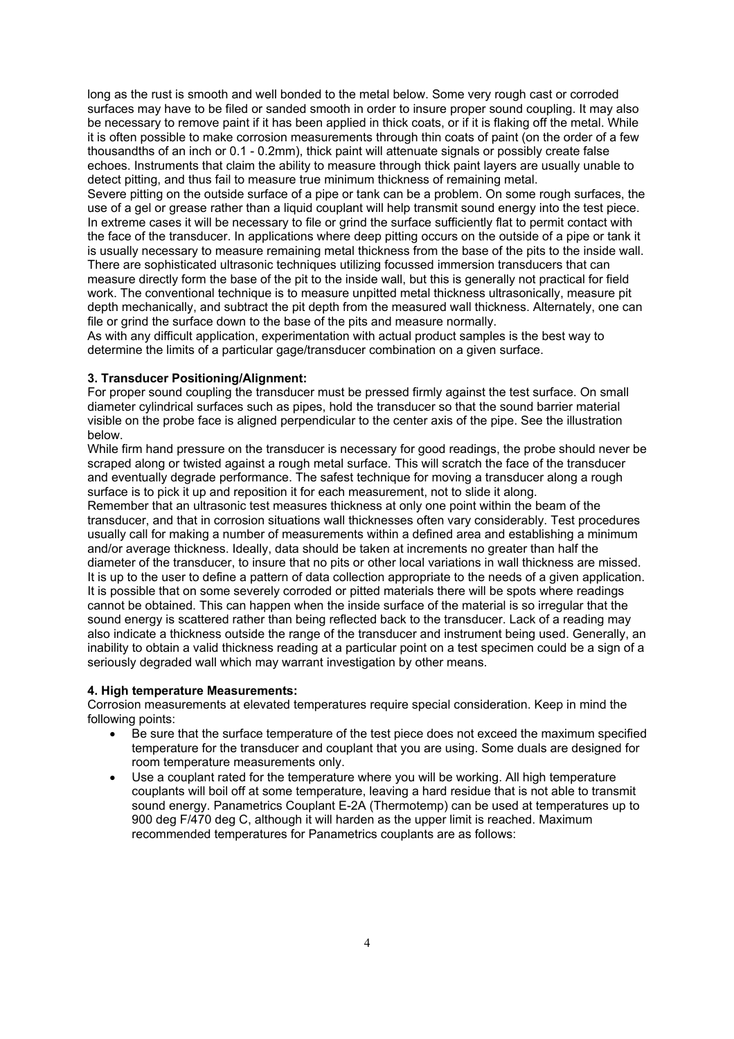long as the rust is smooth and well bonded to the metal below. Some very rough cast or corroded surfaces may have to be filed or sanded smooth in order to insure proper sound coupling. It may also be necessary to remove paint if it has been applied in thick coats, or if it is flaking off the metal. While it is often possible to make corrosion measurements through thin coats of paint (on the order of a few thousandths of an inch or 0.1 - 0.2mm), thick paint will attenuate signals or possibly create false echoes. Instruments that claim the ability to measure through thick paint layers are usually unable to detect pitting, and thus fail to measure true minimum thickness of remaining metal.

Severe pitting on the outside surface of a pipe or tank can be a problem. On some rough surfaces, the use of a gel or grease rather than a liquid couplant will help transmit sound energy into the test piece. In extreme cases it will be necessary to file or grind the surface sufficiently flat to permit contact with the face of the transducer. In applications where deep pitting occurs on the outside of a pipe or tank it is usually necessary to measure remaining metal thickness from the base of the pits to the inside wall. There are sophisticated ultrasonic techniques utilizing focussed immersion transducers that can measure directly form the base of the pit to the inside wall, but this is generally not practical for field work. The conventional technique is to measure unpitted metal thickness ultrasonically, measure pit depth mechanically, and subtract the pit depth from the measured wall thickness. Alternately, one can file or grind the surface down to the base of the pits and measure normally.

As with any difficult application, experimentation with actual product samples is the best way to determine the limits of a particular gage/transducer combination on a given surface.

**3. Transducer Positioning/Alignment:**

For proper sound coupling the transducer must be pressed firmly against the test surface. On small diameter cylindrical surfaces such as pipes, hold the transducer so that the sound barrier material visible on the probe face is aligned perpendicular to the center axis of the pipe. See the illustration below.

While firm hand pressure on the transducer is necessary for good readings, the probe should never be scraped along or twisted against a rough metal surface. This will scratch the face of the transducer and eventually degrade performance. The safest technique for moving a transducer along a rough surface is to pick it up and reposition it for each measurement, not to slide it along.

Remember that an ultrasonic test measures thickness at only one point within the beam of the transducer, and that in corrosion situations wall thicknesses often vary considerably. Test procedures usually call for making a number of measurements within a defined area and establishing a minimum and/or average thickness. Ideally, data should be taken at increments no greater than half the diameter of the transducer, to insure that no pits or other local variations in wall thickness are missed. It is up to the user to define a pattern of data collection appropriate to the needs of a given application. It is possible that on some severely corroded or pitted materials there will be spots where readings cannot be obtained. This can happen when the inside surface of the material is so irregular that the sound energy is scattered rather than being reflected back to the transducer. Lack of a reading may also indicate a thickness outside the range of the transducer and instrument being used. Generally, an inability to obtain a valid thickness reading at a particular point on a test specimen could be a sign of a seriously degraded wall which may warrant investigation by other means.

**4. High temperature Measurements:**

Corrosion measurements at elevated temperatures require special consideration. Keep in mind the following points:

- Be sure that the surface temperature of the test piece does not exceed the maximum specified temperature for the transducer and couplant that you are using. Some duals are designed for room temperature measurements only.
- Use a couplant rated for the temperature where you will be working. All high temperature couplants will boil off at some temperature, leaving a hard residue that is not able to transmit sound energy. Panametrics Couplant E-2A (Thermotemp) can be used at temperatures up to 900 deg F/470 deg C, although it will harden as the upper limit is reached. Maximum recommended temperatures for Panametrics couplants are as follows: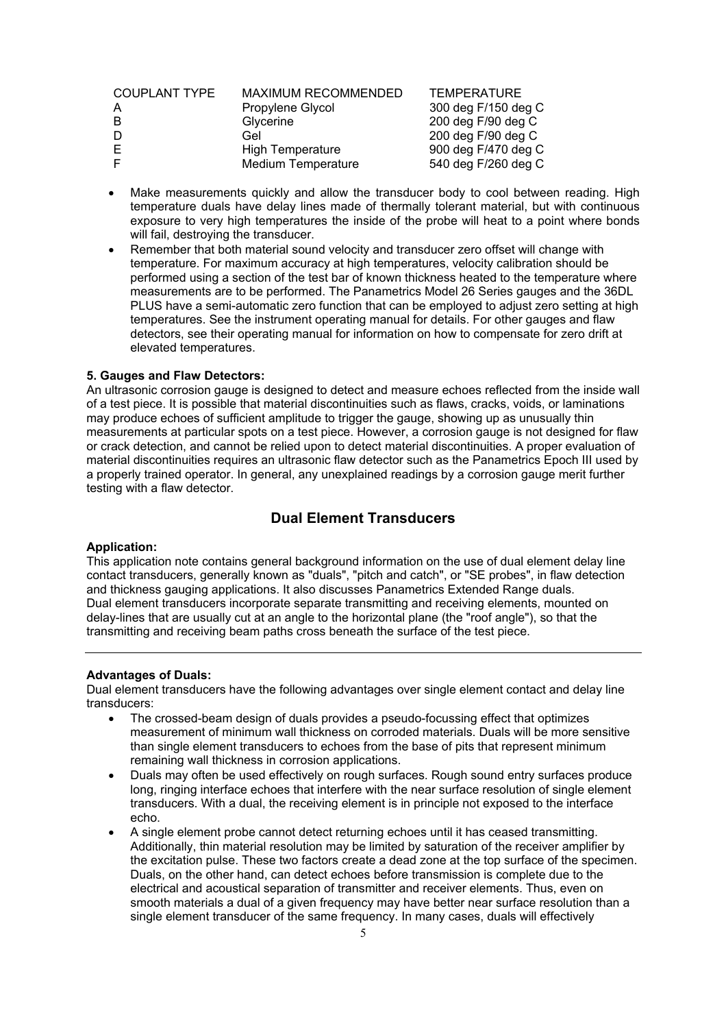| COUPLANT TYPE | MAXIMUM RECOMMENDED | TEMPERATURE |
|---|---|---|
| A | Propylene Glycol | 300 deg F/150 deg C |
| B | Glycerine | 200 deg F/90 deg C |
| D | Gel | 200 deg F/90 deg C |
| E | High Temperature | 900 deg F/470 deg C |
| F | Medium Temperature | 540 deg F/260 deg C |

- Make measurements quickly and allow the transducer body to cool between reading. High temperature duals have delay lines made of thermally tolerant material, but with continuous exposure to very high temperatures the inside of the probe will heat to a point where bonds will fail, destroying the transducer.
- Remember that both material sound velocity and transducer zero offset will change with temperature. For maximum accuracy at high temperatures, velocity calibration should be performed using a section of the test bar of known thickness heated to the temperature where measurements are to be performed. The Panametrics Model 26 Series gauges and the 36DL PLUS have a semi-automatic zero function that can be employed to adjust zero setting at high temperatures. See the instrument operating manual for details. For other gauges and flaw detectors, see their operating manual for information on how to compensate for zero drift at elevated temperatures.

**5. Gauges and Flaw Detectors:**
An ultrasonic corrosion gauge is designed to detect and measure echoes reflected from the inside wall of a test piece. It is possible that material discontinuities such as flaws, cracks, voids, or laminations may produce echoes of sufficient amplitude to trigger the gauge, showing up as unusually thin measurements at particular spots on a test piece. However, a corrosion gauge is not designed for flaw or crack detection, and cannot be relied upon to detect material discontinuities. A proper evaluation of material discontinuities requires an ultrasonic flaw detector such as the Panametrics Epoch III used by a properly trained operator. In general, any unexplained readings by a corrosion gauge merit further testing with a flaw detector.

## Dual Element Transducers

**Application:**
This application note contains general background information on the use of dual element delay line contact transducers, generally known as "duals", "pitch and catch", or "SE probes", in flaw detection and thickness gauging applications. It also discusses Panametrics Extended Range duals.
Dual element transducers incorporate separate transmitting and receiving elements, mounted on delay-lines that are usually cut at an angle to the horizontal plane (the "roof angle"), so that the transmitting and receiving beam paths cross beneath the surface of the test piece.

---

**Advantages of Duals:**
Dual element transducers have the following advantages over single element contact and delay line transducers:

- The crossed-beam design of duals provides a pseudo-focussing effect that optimizes measurement of minimum wall thickness on corroded materials. Duals will be more sensitive than single element transducers to echoes from the base of pits that represent minimum remaining wall thickness in corrosion applications.
- Duals may often be used effectively on rough surfaces. Rough sound entry surfaces produce long, ringing interface echoes that interfere with the near surface resolution of single element transducers. With a dual, the receiving element is in principle not exposed to the interface echo.
- A single element probe cannot detect returning echoes until it has ceased transmitting. Additionally, thin material resolution may be limited by saturation of the receiver amplifier by the excitation pulse. These two factors create a dead zone at the top surface of the specimen. Duals, on the other hand, can detect echoes before transmission is complete due to the electrical and acoustical separation of transmitter and receiver elements. Thus, even on smooth materials a dual of a given frequency may have better near surface resolution than a single element transducer of the same frequency. In many cases, duals will effectively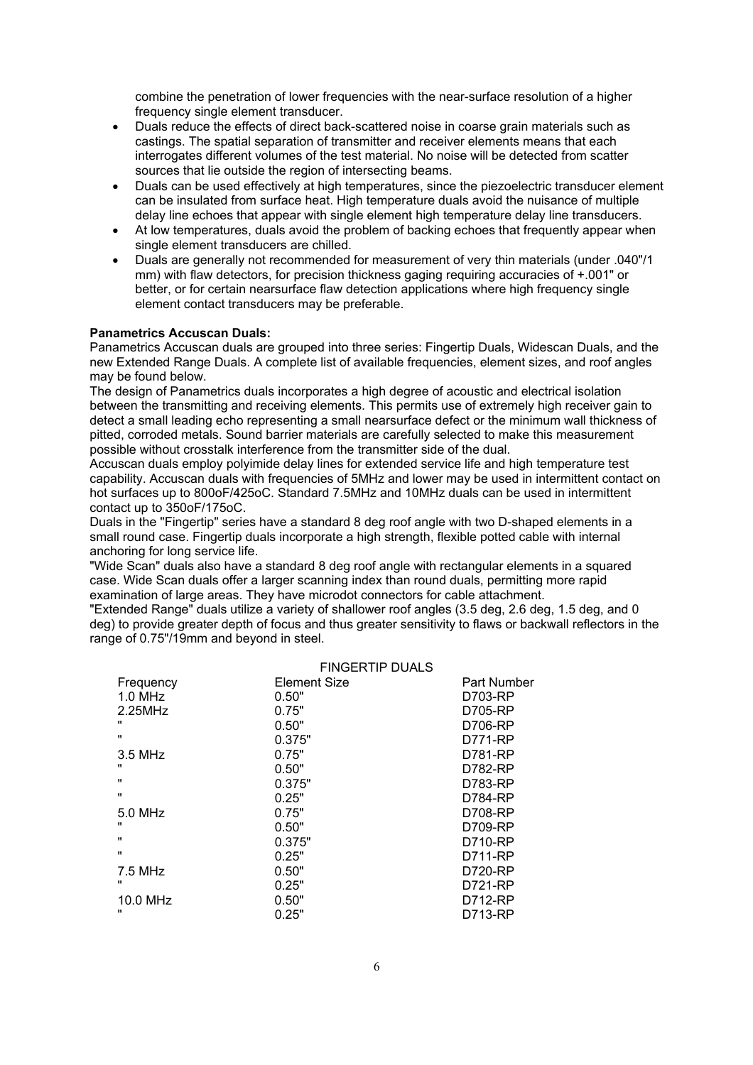combine the penetration of lower frequencies with the near-surface resolution of a higher frequency single element transducer.

- Duals reduce the effects of direct back-scattered noise in coarse grain materials such as castings. The spatial separation of transmitter and receiver elements means that each interrogates different volumes of the test material. No noise will be detected from scatter sources that lie outside the region of intersecting beams.
- Duals can be used effectively at high temperatures, since the piezoelectric transducer element can be insulated from surface heat. High temperature duals avoid the nuisance of multiple delay line echoes that appear with single element high temperature delay line transducers.
- At low temperatures, duals avoid the problem of backing echoes that frequently appear when single element transducers are chilled.
- Duals are generally not recommended for measurement of very thin materials (under .040"/1 mm) with flaw detectors, for precision thickness gaging requiring accuracies of +.001" or better, or for certain nearsurface flaw detection applications where high frequency single element contact transducers may be preferable.

**Panametrics Accuscan Duals:**

Panametrics Accuscan duals are grouped into three series: Fingertip Duals, Widescan Duals, and the new Extended Range Duals. A complete list of available frequencies, element sizes, and roof angles may be found below.

The design of Panametrics duals incorporates a high degree of acoustic and electrical isolation between the transmitting and receiving elements. This permits use of extremely high receiver gain to detect a small leading echo representing a small nearsurface defect or the minimum wall thickness of pitted, corroded metals. Sound barrier materials are carefully selected to make this measurement possible without crosstalk interference from the transmitter side of the dual.

Accuscan duals employ polyimide delay lines for extended service life and high temperature test capability. Accuscan duals with frequencies of 5MHz and lower may be used in intermittent contact on hot surfaces up to 800oF/425oC. Standard 7.5MHz and 10MHz duals can be used in intermittent contact up to 350oF/175oC.

Duals in the "Fingertip" series have a standard 8 deg roof angle with two D-shaped elements in a small round case. Fingertip duals incorporate a high strength, flexible potted cable with internal anchoring for long service life.

"Wide Scan" duals also have a standard 8 deg roof angle with rectangular elements in a squared case. Wide Scan duals offer a larger scanning index than round duals, permitting more rapid examination of large areas. They have microdot connectors for cable attachment.

"Extended Range" duals utilize a variety of shallower roof angles (3.5 deg, 2.6 deg, 1.5 deg, and 0 deg) to provide greater depth of focus and thus greater sensitivity to flaws or backwall reflectors in the range of 0.75"/19mm and beyond in steel.

FINGERTIP DUALS

| Frequency | Element Size | Part Number |
|---|---|---|
| 1.0 MHz | 0.50" | D703-RP |
| 2.25MHz | 0.75" | D705-RP |
| " | 0.50" | D706-RP |
| " | 0.375" | D771-RP |
| 3.5 MHz | 0.75" | D781-RP |
| " | 0.50" | D782-RP |
| " | 0.375" | D783-RP |
| " | 0.25" | D784-RP |
| 5.0 MHz | 0.75" | D708-RP |
| " | 0.50" | D709-RP |
| " | 0.375" | D710-RP |
| " | 0.25" | D711-RP |
| 7.5 MHz | 0.50" | D720-RP |
| " | 0.25" | D721-RP |
| 10.0 MHz | 0.50" | D712-RP |
| " | 0.25" | D713-RP |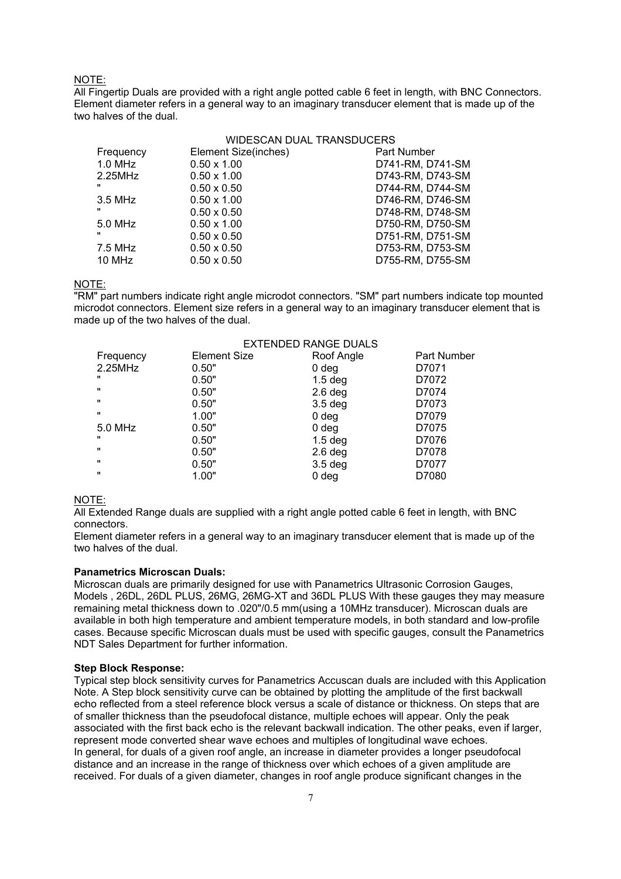NOTE:
All Fingertip Duals are provided with a right angle potted cable 6 feet in length, with BNC Connectors. Element diameter refers in a general way to an imaginary transducer element that is made up of the two halves of the dual.

WIDESCAN DUAL TRANSDUCERS

| Frequency | Element Size(inches) | Part Number |
|---|---|---|
| 1.0 MHz | 0.50 x 1.00 | D741-RM, D741-SM |
| 2.25MHz | 0.50 x 1.00 | D743-RM, D743-SM |
| " | 0.50 x 0.50 | D744-RM, D744-SM |
| 3.5 MHz | 0.50 x 1.00 | D746-RM, D746-SM |
| " | 0.50 x 0.50 | D748-RM, D748-SM |
| 5.0 MHz | 0.50 x 1.00 | D750-RM, D750-SM |
| " | 0.50 x 0.50 | D751-RM, D751-SM |
| 7.5 MHz | 0.50 x 0.50 | D753-RM, D753-SM |
| 10 MHz | 0.50 x 0.50 | D755-RM, D755-SM |

NOTE:
"RM" part numbers indicate right angle microdot connectors. "SM" part numbers indicate top mounted microdot connectors. Element size refers in a general way to an imaginary transducer element that is made up of the two halves of the dual.

EXTENDED RANGE DUALS

| Frequency | Element Size | Roof Angle | Part Number |
|---|---|---|---|
| 2.25MHz | 0.50" | 0 deg | D7071 |
| " | 0.50" | 1.5 deg | D7072 |
| " | 0.50" | 2.6 deg | D7074 |
| " | 0.50" | 3.5 deg | D7073 |
| " | 1.00" | 0 deg | D7079 |
| 5.0 MHz | 0.50" | 0 deg | D7075 |
| " | 0.50" | 1.5 deg | D7076 |
| " | 0.50" | 2.6 deg | D7078 |
| " | 0.50" | 3.5 deg | D7077 |
| " | 1.00" | 0 deg | D7080 |

NOTE:
All Extended Range duals are supplied with a right angle potted cable 6 feet in length, with BNC connectors.
Element diameter refers in a general way to an imaginary transducer element that is made up of the two halves of the dual.

**Panametrics Microscan Duals:**
Microscan duals are primarily designed for use with Panametrics Ultrasonic Corrosion Gauges, Models , 26DL, 26DL PLUS, 26MG, 26MG-XT and 36DL PLUS With these gauges they may measure remaining metal thickness down to .020"/0.5 mm(using a 10MHz transducer). Microscan duals are available in both high temperature and ambient temperature models, in both standard and low-profile cases. Because specific Microscan duals must be used with specific gauges, consult the Panametrics NDT Sales Department for further information.

**Step Block Response:**
Typical step block sensitivity curves for Panametrics Accuscan duals are included with this Application Note. A Step block sensitivity curve can be obtained by plotting the amplitude of the first backwall echo reflected from a steel reference block versus a scale of distance or thickness. On steps that are of smaller thickness than the pseudofocal distance, multiple echoes will appear. Only the peak associated with the first back echo is the relevant backwall indication. The other peaks, even if larger, represent mode converted shear wave echoes and multiples of longitudinal wave echoes.
In general, for duals of a given roof angle, an increase in diameter provides a longer pseudofocal distance and an increase in the range of thickness over which echoes of a given amplitude are received. For duals of a given diameter, changes in roof angle produce significant changes in the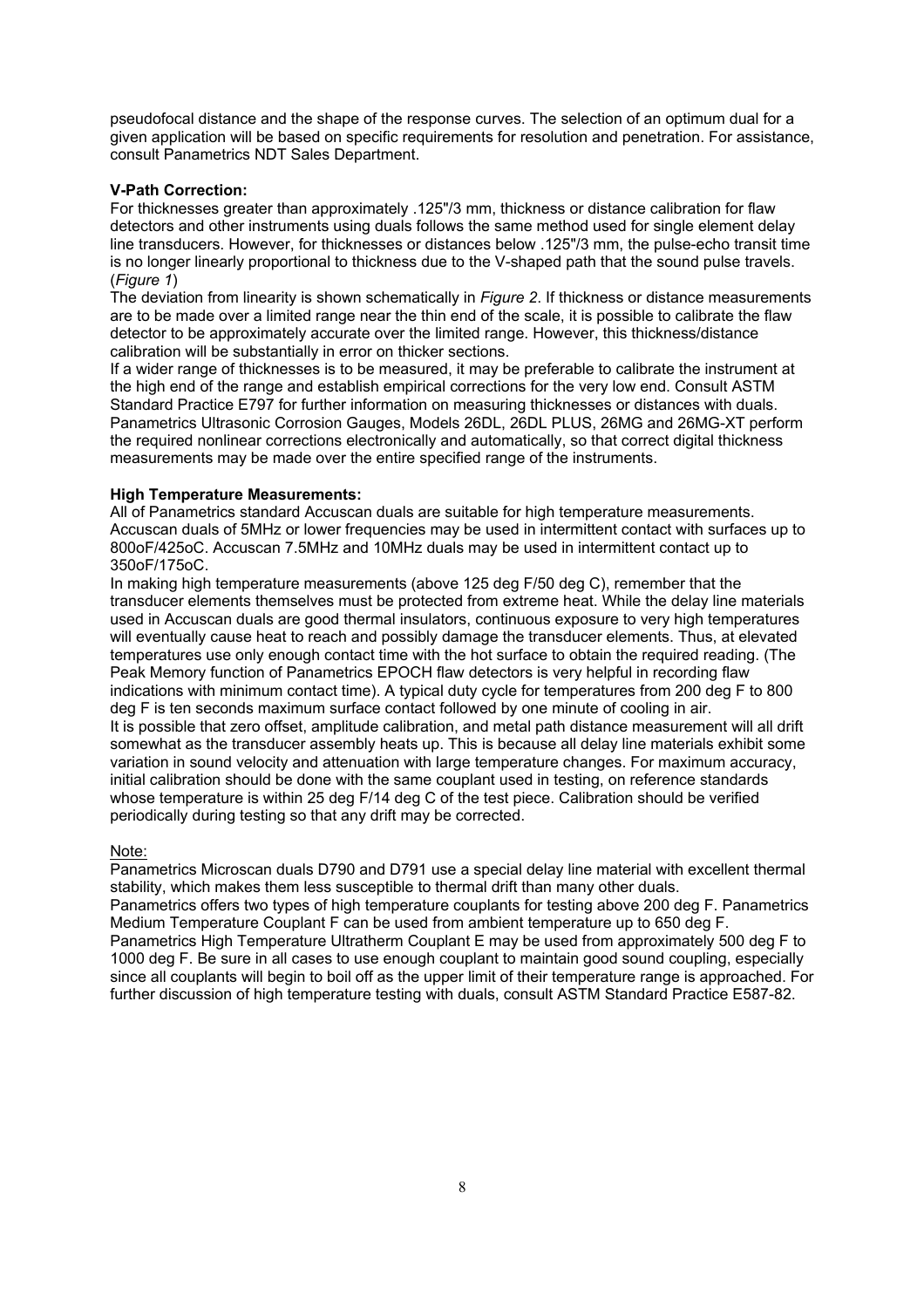pseudofocal distance and the shape of the response curves. The selection of an optimum dual for a given application will be based on specific requirements for resolution and penetration. For assistance, consult Panametrics NDT Sales Department.

**V-Path Correction:**
For thicknesses greater than approximately .125"/3 mm, thickness or distance calibration for flaw detectors and other instruments using duals follows the same method used for single element delay line transducers. However, for thicknesses or distances below .125"/3 mm, the pulse-echo transit time is no longer linearly proportional to thickness due to the V-shaped path that the sound pulse travels. (*Figure 1*)
The deviation from linearity is shown schematically in *Figure 2*. If thickness or distance measurements are to be made over a limited range near the thin end of the scale, it is possible to calibrate the flaw detector to be approximately accurate over the limited range. However, this thickness/distance calibration will be substantially in error on thicker sections.
If a wider range of thicknesses is to be measured, it may be preferable to calibrate the instrument at the high end of the range and establish empirical corrections for the very low end. Consult ASTM Standard Practice E797 for further information on measuring thicknesses or distances with duals. Panametrics Ultrasonic Corrosion Gauges, Models 26DL, 26DL PLUS, 26MG and 26MG-XT perform the required nonlinear corrections electronically and automatically, so that correct digital thickness measurements may be made over the entire specified range of the instruments.

**High Temperature Measurements:**
All of Panametrics standard Accuscan duals are suitable for high temperature measurements. Accuscan duals of 5MHz or lower frequencies may be used in intermittent contact with surfaces up to 800oF/425oC. Accuscan 7.5MHz and 10MHz duals may be used in intermittent contact up to 350oF/175oC.
In making high temperature measurements (above 125 deg F/50 deg C), remember that the transducer elements themselves must be protected from extreme heat. While the delay line materials used in Accuscan duals are good thermal insulators, continuous exposure to very high temperatures will eventually cause heat to reach and possibly damage the transducer elements. Thus, at elevated temperatures use only enough contact time with the hot surface to obtain the required reading. (The Peak Memory function of Panametrics EPOCH flaw detectors is very helpful in recording flaw indications with minimum contact time). A typical duty cycle for temperatures from 200 deg F to 800 deg F is ten seconds maximum surface contact followed by one minute of cooling in air.
It is possible that zero offset, amplitude calibration, and metal path distance measurement will all drift somewhat as the transducer assembly heats up. This is because all delay line materials exhibit some variation in sound velocity and attenuation with large temperature changes. For maximum accuracy, initial calibration should be done with the same couplant used in testing, on reference standards whose temperature is within 25 deg F/14 deg C of the test piece. Calibration should be verified periodically during testing so that any drift may be corrected.

Note:
Panametrics Microscan duals D790 and D791 use a special delay line material with excellent thermal stability, which makes them less susceptible to thermal drift than many other duals.
Panametrics offers two types of high temperature couplants for testing above 200 deg F. Panametrics Medium Temperature Couplant F can be used from ambient temperature up to 650 deg F.
Panametrics High Temperature Ultratherm Couplant E may be used from approximately 500 deg F to 1000 deg F. Be sure in all cases to use enough couplant to maintain good sound coupling, especially since all couplants will begin to boil off as the upper limit of their temperature range is approached. For further discussion of high temperature testing with duals, consult ASTM Standard Practice E587-82.